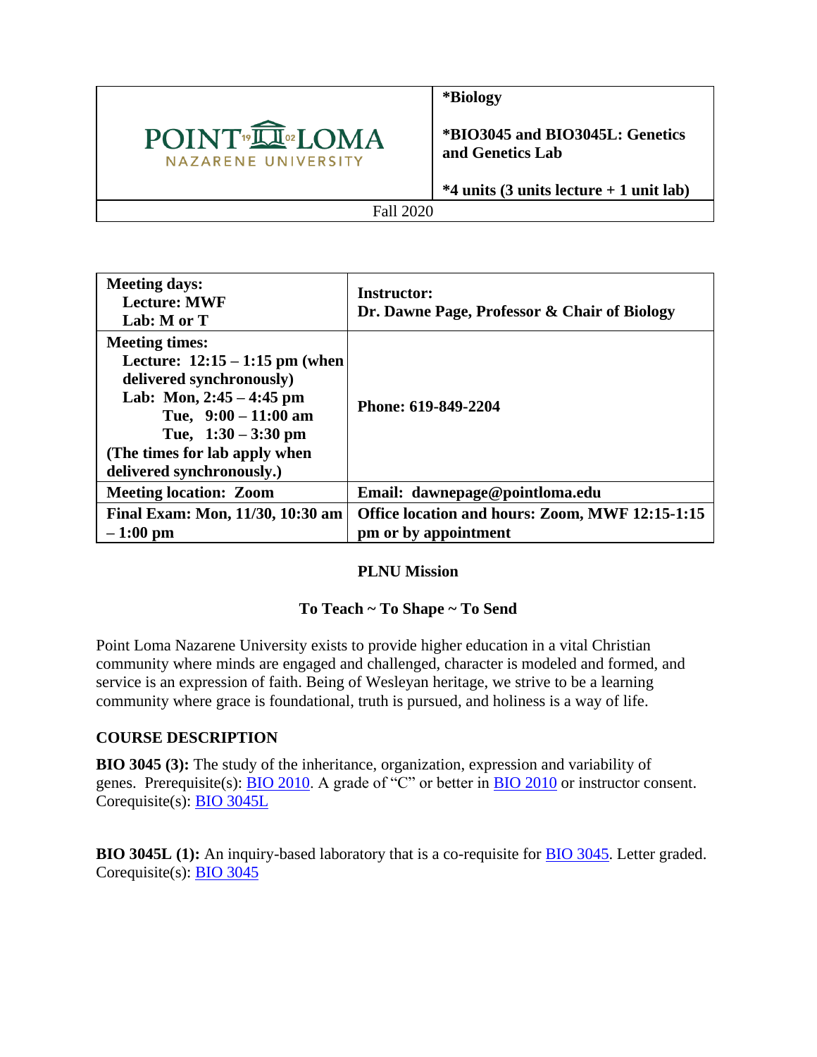| POINT LOMA NAZARENE UNIVERSITY | **\*Biology**<br><br>**\*BIO3045 and BIO3045L: Genetics and Genetics Lab**<br><br>**\*4 units (3 units lecture + 1 unit lab)** |
|---|---|
| Fall 2020 | |

| **Meeting days:**<br>**Lecture: MWF**<br>**Lab: M or T** | **Instructor:**<br>**Dr. Dawne Page, Professor & Chair of Biology** |
|---|---|
| **Meeting times:**<br>**Lecture: 12:15 – 1:15 pm (when delivered synchronously)**<br>**Lab: Mon, 2:45 – 4:45 pm**<br>**Tue, 9:00 – 11:00 am**<br>**Tue, 1:30 – 3:30 pm**<br>**(The times for lab apply when delivered synchronously.)** | **Phone: 619-849-2204** |
| **Meeting location: Zoom** | **Email: dawnepage@pointloma.edu** |
| **Final Exam: Mon, 11/30, 10:30 am – 1:00 pm** | **Office location and hours: Zoom, MWF 12:15-1:15 pm or by appointment** |

**PLNU Mission**

**To Teach ~ To Shape ~ To Send**

Point Loma Nazarene University exists to provide higher education in a vital Christian community where minds are engaged and challenged, character is modeled and formed, and service is an expression of faith. Being of Wesleyan heritage, we strive to be a learning community where grace is foundational, truth is pursued, and holiness is a way of life.

## COURSE DESCRIPTION

**BIO 3045 (3):** The study of the inheritance, organization, expression and variability of genes. Prerequisite(s): BIO 2010. A grade of "C" or better in BIO 2010 or instructor consent. Corequisite(s): BIO 3045L

**BIO 3045L (1):** An inquiry-based laboratory that is a co-requisite for BIO 3045. Letter graded. Corequisite(s): BIO 3045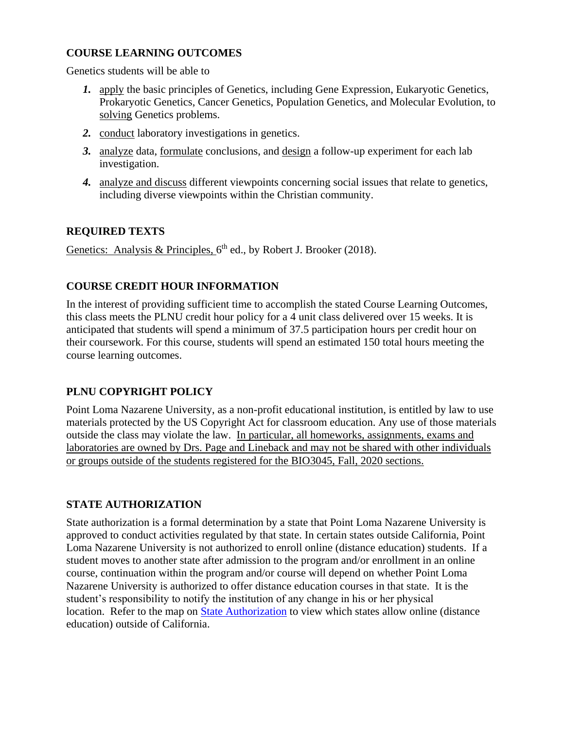## COURSE LEARNING OUTCOMES

Genetics students will be able to

1. apply the basic principles of Genetics, including Gene Expression, Eukaryotic Genetics, Prokaryotic Genetics, Cancer Genetics, Population Genetics, and Molecular Evolution, to solving Genetics problems.
2. conduct laboratory investigations in genetics.
3. analyze data, formulate conclusions, and design a follow-up experiment for each lab investigation.
4. analyze and discuss different viewpoints concerning social issues that relate to genetics, including diverse viewpoints within the Christian community.

## REQUIRED TEXTS

Genetics: Analysis & Principles, 6th ed., by Robert J. Brooker (2018).

## COURSE CREDIT HOUR INFORMATION

In the interest of providing sufficient time to accomplish the stated Course Learning Outcomes, this class meets the PLNU credit hour policy for a 4 unit class delivered over 15 weeks. It is anticipated that students will spend a minimum of 37.5 participation hours per credit hour on their coursework. For this course, students will spend an estimated 150 total hours meeting the course learning outcomes.

## PLNU COPYRIGHT POLICY

Point Loma Nazarene University, as a non-profit educational institution, is entitled by law to use materials protected by the US Copyright Act for classroom education. Any use of those materials outside the class may violate the law. In particular, all homeworks, assignments, exams and laboratories are owned by Drs. Page and Lineback and may not be shared with other individuals or groups outside of the students registered for the BIO3045, Fall, 2020 sections.

## STATE AUTHORIZATION

State authorization is a formal determination by a state that Point Loma Nazarene University is approved to conduct activities regulated by that state. In certain states outside California, Point Loma Nazarene University is not authorized to enroll online (distance education) students. If a student moves to another state after admission to the program and/or enrollment in an online course, continuation within the program and/or course will depend on whether Point Loma Nazarene University is authorized to offer distance education courses in that state. It is the student's responsibility to notify the institution of any change in his or her physical location. Refer to the map on State Authorization to view which states allow online (distance education) outside of California.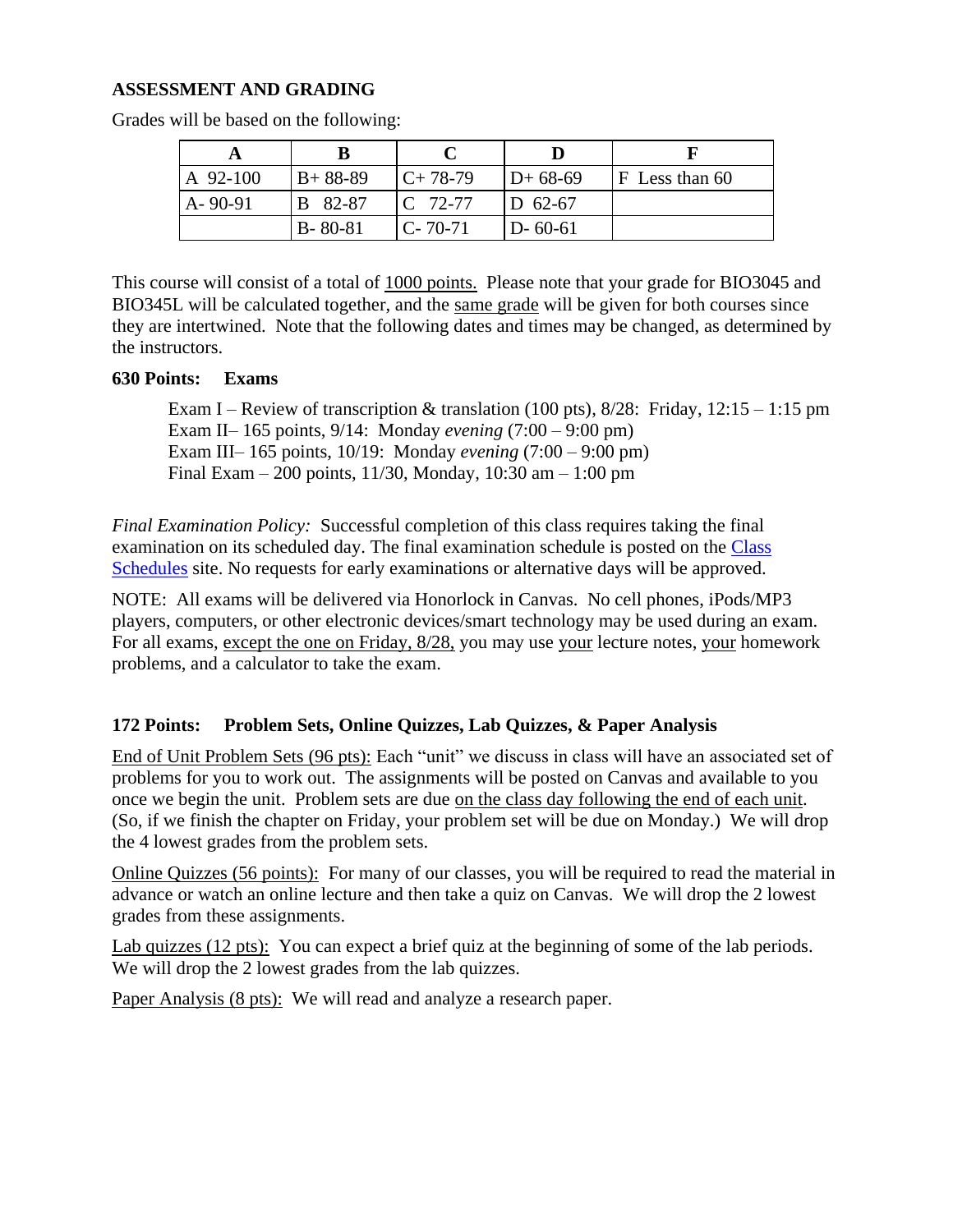## ASSESSMENT AND GRADING

Grades will be based on the following:

| A | B | C | D | F |
|---|---|---|---|---|
| A 92-100 | B+ 88-89 | C+ 78-79 | D+ 68-69 | F Less than 60 |
| A- 90-91 | B 82-87 | C 72-77 | D 62-67 | |
| | B- 80-81 | C- 70-71 | D- 60-61 | |

This course will consist of a total of 1000 points. Please note that your grade for BIO3045 and BIO345L will be calculated together, and the same grade will be given for both courses since they are intertwined. Note that the following dates and times may be changed, as determined by the instructors.

**630 Points: Exams**

Exam I – Review of transcription & translation (100 pts), 8/28: Friday, 12:15 – 1:15 pm
Exam II– 165 points, 9/14: Monday *evening* (7:00 – 9:00 pm)
Exam III– 165 points, 10/19: Monday *evening* (7:00 – 9:00 pm)
Final Exam – 200 points, 11/30, Monday, 10:30 am – 1:00 pm

*Final Examination Policy:* Successful completion of this class requires taking the final examination on its scheduled day. The final examination schedule is posted on the Class Schedules site. No requests for early examinations or alternative days will be approved.

NOTE: All exams will be delivered via Honorlock in Canvas. No cell phones, iPods/MP3 players, computers, or other electronic devices/smart technology may be used during an exam. For all exams, except the one on Friday, 8/28, you may use your lecture notes, your homework problems, and a calculator to take the exam.

**172 Points: Problem Sets, Online Quizzes, Lab Quizzes, & Paper Analysis**

End of Unit Problem Sets (96 pts): Each "unit" we discuss in class will have an associated set of problems for you to work out. The assignments will be posted on Canvas and available to you once we begin the unit. Problem sets are due on the class day following the end of each unit. (So, if we finish the chapter on Friday, your problem set will be due on Monday.) We will drop the 4 lowest grades from the problem sets.

Online Quizzes (56 points): For many of our classes, you will be required to read the material in advance or watch an online lecture and then take a quiz on Canvas. We will drop the 2 lowest grades from these assignments.

Lab quizzes (12 pts): You can expect a brief quiz at the beginning of some of the lab periods. We will drop the 2 lowest grades from the lab quizzes.

Paper Analysis (8 pts): We will read and analyze a research paper.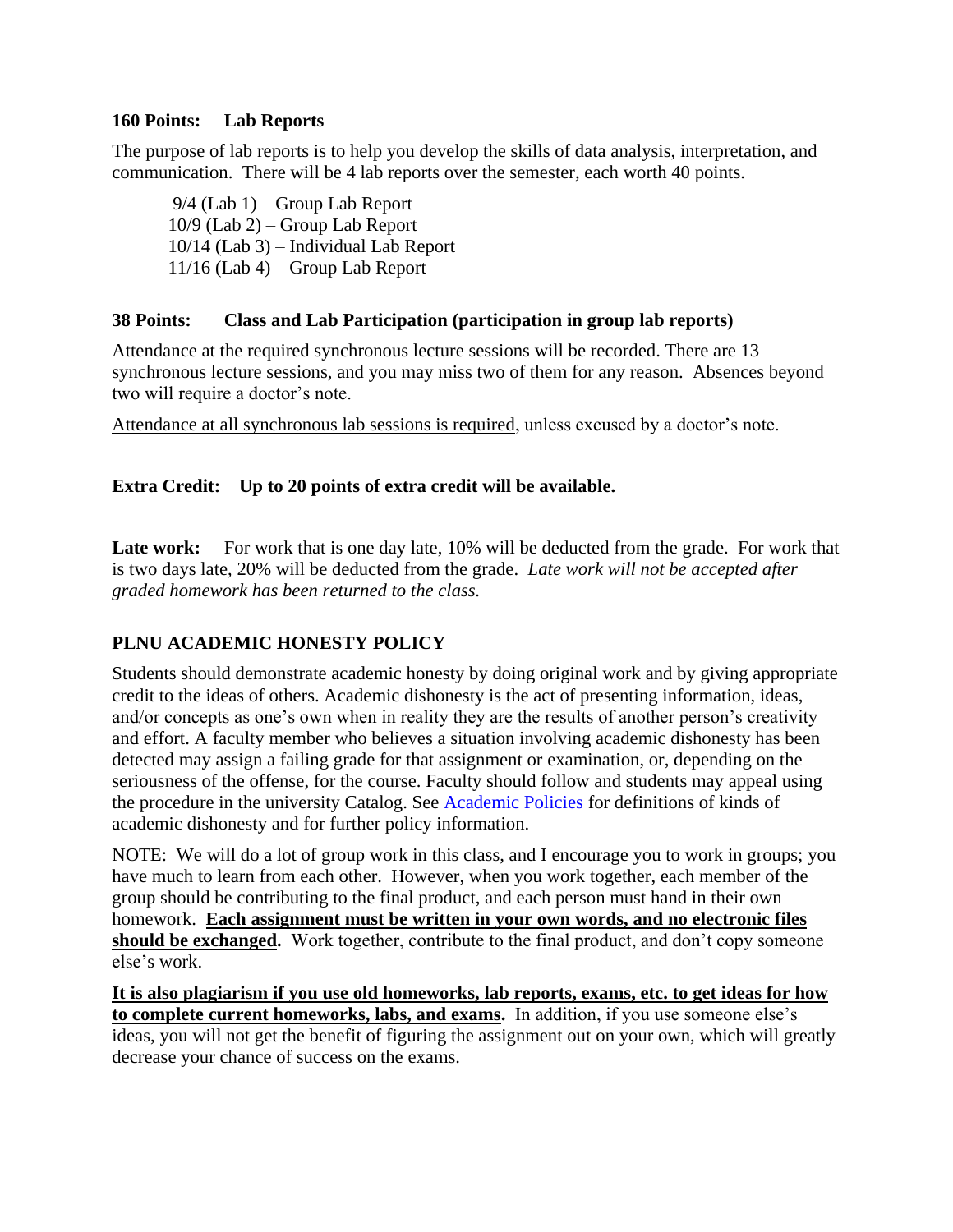**160 Points: Lab Reports**

The purpose of lab reports is to help you develop the skills of data analysis, interpretation, and communication. There will be 4 lab reports over the semester, each worth 40 points.

9/4 (Lab 1) – Group Lab Report
10/9 (Lab 2) – Group Lab Report
10/14 (Lab 3) – Individual Lab Report
11/16 (Lab 4) – Group Lab Report

**38 Points: Class and Lab Participation (participation in group lab reports)**

Attendance at the required synchronous lecture sessions will be recorded. There are 13 synchronous lecture sessions, and you may miss two of them for any reason. Absences beyond two will require a doctor's note.

<u>Attendance at all synchronous lab sessions is required</u>, unless excused by a doctor's note.

**Extra Credit: Up to 20 points of extra credit will be available.**

**Late work:** For work that is one day late, 10% will be deducted from the grade. For work that is two days late, 20% will be deducted from the grade. *Late work will not be accepted after graded homework has been returned to the class.*

## PLNU ACADEMIC HONESTY POLICY

Students should demonstrate academic honesty by doing original work and by giving appropriate credit to the ideas of others. Academic dishonesty is the act of presenting information, ideas, and/or concepts as one's own when in reality they are the results of another person's creativity and effort. A faculty member who believes a situation involving academic dishonesty has been detected may assign a failing grade for that assignment or examination, or, depending on the seriousness of the offense, for the course. Faculty should follow and students may appeal using the procedure in the university Catalog. See [Academic Policies] for definitions of kinds of academic dishonesty and for further policy information.

NOTE: We will do a lot of group work in this class, and I encourage you to work in groups; you have much to learn from each other. However, when you work together, each member of the group should be contributing to the final product, and each person must hand in their own homework. **<u>Each assignment must be written in your own words, and no electronic files should be exchanged</u>.** Work together, contribute to the final product, and don't copy someone else's work.

**<u>It is also plagiarism if you use old homeworks, lab reports, exams, etc. to get ideas for how to complete current homeworks, labs, and exams</u>.** In addition, if you use someone else's ideas, you will not get the benefit of figuring the assignment out on your own, which will greatly decrease your chance of success on the exams.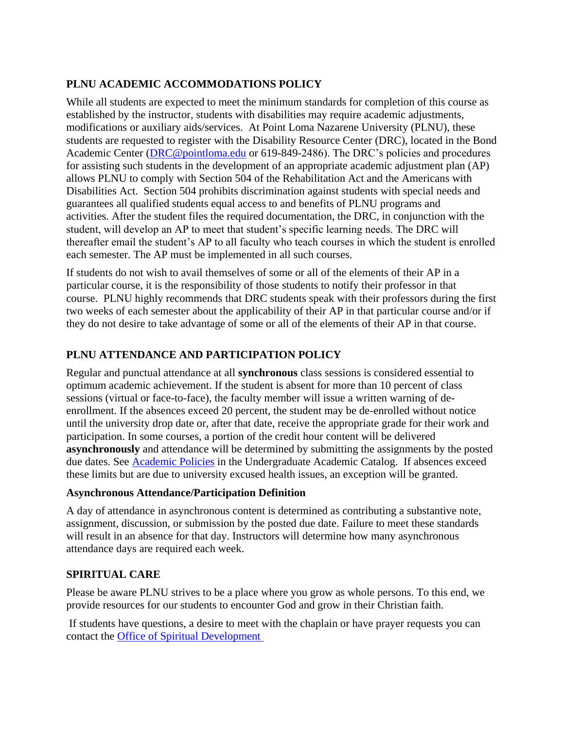## PLNU ACADEMIC ACCOMMODATIONS POLICY

While all students are expected to meet the minimum standards for completion of this course as established by the instructor, students with disabilities may require academic adjustments, modifications or auxiliary aids/services. At Point Loma Nazarene University (PLNU), these students are requested to register with the Disability Resource Center (DRC), located in the Bond Academic Center ([DRC@pointloma.edu](mailto:DRC@pointloma.edu) or 619-849-2486). The DRC's policies and procedures for assisting such students in the development of an appropriate academic adjustment plan (AP) allows PLNU to comply with Section 504 of the Rehabilitation Act and the Americans with Disabilities Act. Section 504 prohibits discrimination against students with special needs and guarantees all qualified students equal access to and benefits of PLNU programs and activities. After the student files the required documentation, the DRC, in conjunction with the student, will develop an AP to meet that student's specific learning needs. The DRC will thereafter email the student's AP to all faculty who teach courses in which the student is enrolled each semester. The AP must be implemented in all such courses.

If students do not wish to avail themselves of some or all of the elements of their AP in a particular course, it is the responsibility of those students to notify their professor in that course. PLNU highly recommends that DRC students speak with their professors during the first two weeks of each semester about the applicability of their AP in that particular course and/or if they do not desire to take advantage of some or all of the elements of their AP in that course.

## PLNU ATTENDANCE AND PARTICIPATION POLICY

Regular and punctual attendance at all **synchronous** class sessions is considered essential to optimum academic achievement. If the student is absent for more than 10 percent of class sessions (virtual or face-to-face), the faculty member will issue a written warning of de-enrollment. If the absences exceed 20 percent, the student may be de-enrolled without notice until the university drop date or, after that date, receive the appropriate grade for their work and participation. In some courses, a portion of the credit hour content will be delivered **asynchronously** and attendance will be determined by submitting the assignments by the posted due dates. See Academic Policies in the Undergraduate Academic Catalog. If absences exceed these limits but are due to university excused health issues, an exception will be granted.

### Asynchronous Attendance/Participation Definition

A day of attendance in asynchronous content is determined as contributing a substantive note, assignment, discussion, or submission by the posted due date. Failure to meet these standards will result in an absence for that day. Instructors will determine how many asynchronous attendance days are required each week.

## SPIRITUAL CARE

Please be aware PLNU strives to be a place where you grow as whole persons. To this end, we provide resources for our students to encounter God and grow in their Christian faith.

If students have questions, a desire to meet with the chaplain or have prayer requests you can contact the Office of Spiritual Development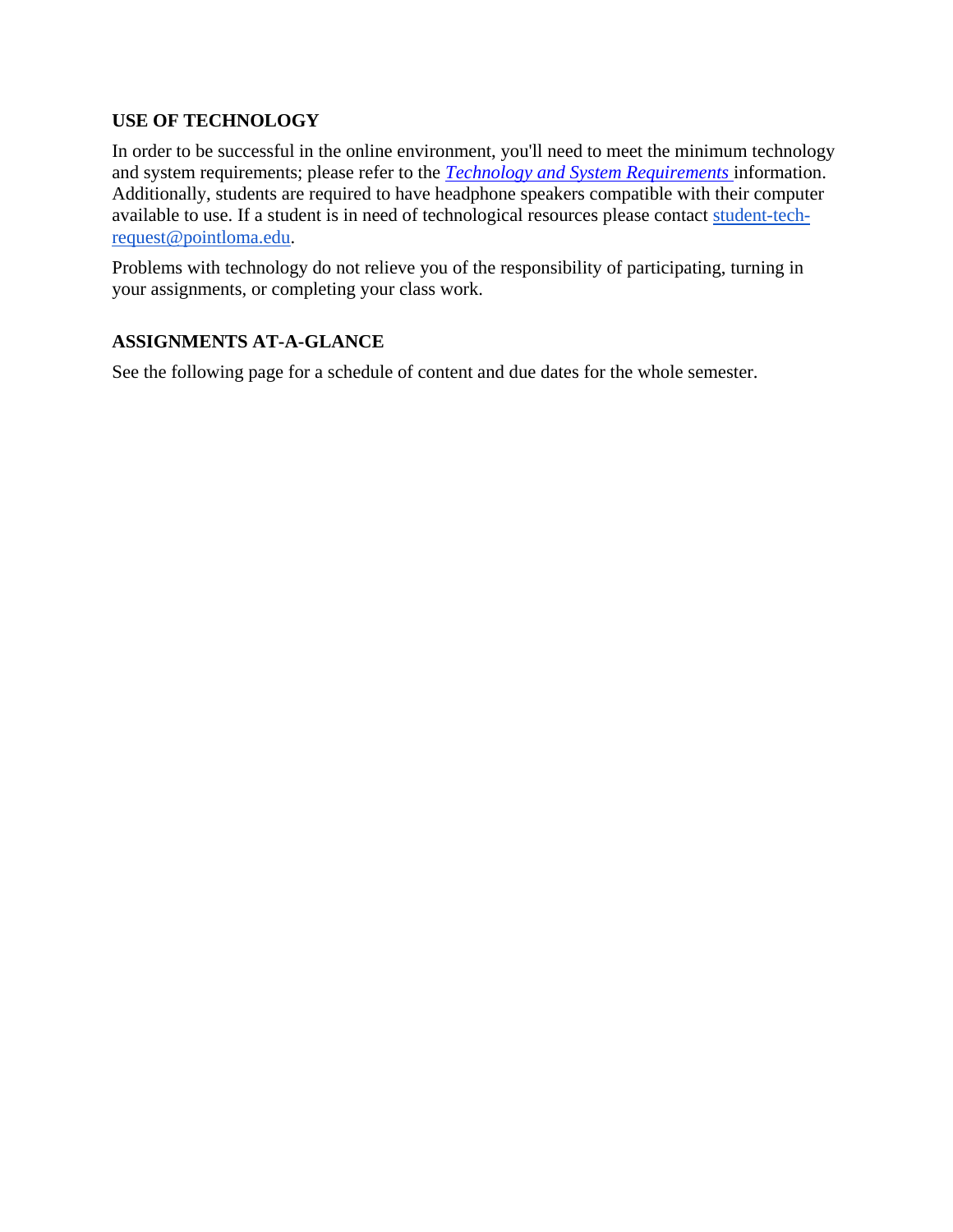## USE OF TECHNOLOGY

In order to be successful in the online environment, you'll need to meet the minimum technology and system requirements; please refer to the *Technology and System Requirements* information. Additionally, students are required to have headphone speakers compatible with their computer available to use. If a student is in need of technological resources please contact student-tech-request@pointloma.edu.

Problems with technology do not relieve you of the responsibility of participating, turning in your assignments, or completing your class work.

## ASSIGNMENTS AT-A-GLANCE

See the following page for a schedule of content and due dates for the whole semester.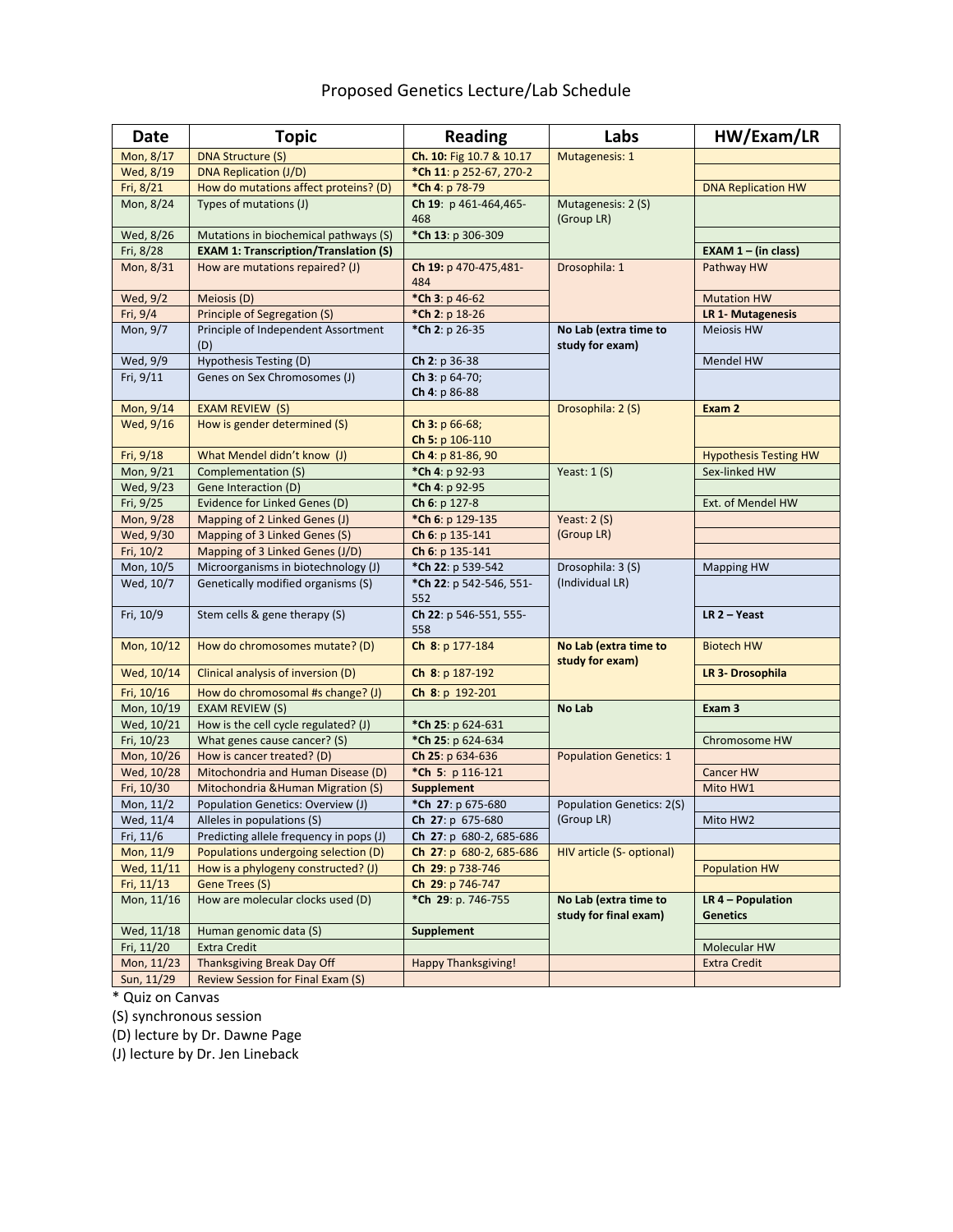# Proposed Genetics Lecture/Lab Schedule

| Date | Topic | Reading | Labs | HW/Exam/LR |
|---|---|---|---|---|
| Mon, 8/17 | DNA Structure (S) | **Ch. 10:** Fig 10.7 & 10.17 | Mutagenesis: 1 | |
| Wed, 8/19 | DNA Replication (J/D) | ***Ch 11**: p 252-67, 270-2 | | |
| Fri, 8/21 | How do mutations affect proteins? (D) | ***Ch 4**: p 78-79 | | DNA Replication HW |
| Mon, 8/24 | Types of mutations (J) | **Ch 19**: p 461-464,465-468 | Mutagenesis: 2 (S) (Group LR) | |
| Wed, 8/26 | Mutations in biochemical pathways (S) | ***Ch 13**: p 306-309 | | |
| Fri, 8/28 | **EXAM 1: Transcription/Translation (S)** | | | **EXAM 1 – (in class)** |
| Mon, 8/31 | How are mutations repaired? (J) | **Ch 19:** p 470-475,481-484 | Drosophila: 1 | Pathway HW |
| Wed, 9/2 | Meiosis (D) | ***Ch 3**: p 46-62 | | Mutation HW |
| Fri, 9/4 | Principle of Segregation (S) | ***Ch 2**: p 18-26 | | **LR 1- Mutagenesis** |
| Mon, 9/7 | Principle of Independent Assortment (D) | ***Ch 2**: p 26-35 | **No Lab (extra time to study for exam)** | Meiosis HW |
| Wed, 9/9 | Hypothesis Testing (D) | **Ch 2**: p 36-38 | | Mendel HW |
| Fri, 9/11 | Genes on Sex Chromosomes (J) | **Ch 3**: p 64-70; **Ch 4**: p 86-88 | | |
| Mon, 9/14 | EXAM REVIEW (S) | | Drosophila: 2 (S) | **Exam 2** |
| Wed, 9/16 | How is gender determined (S) | **Ch 3:** p 66-68; **Ch 5:** p 106-110 | | |
| Fri, 9/18 | What Mendel didn't know (J) | **Ch 4**: p 81-86, 90 | | Hypothesis Testing HW |
| Mon, 9/21 | Complementation (S) | ***Ch 4**: p 92-93 | Yeast: 1 (S) | Sex-linked HW |
| Wed, 9/23 | Gene Interaction (D) | ***Ch 4**: p 92-95 | | |
| Fri, 9/25 | Evidence for Linked Genes (D) | **Ch 6**: p 127-8 | | Ext. of Mendel HW |
| Mon, 9/28 | Mapping of 2 Linked Genes (J) | ***Ch 6**: p 129-135 | Yeast: 2 (S) (Group LR) | |
| Wed, 9/30 | Mapping of 3 Linked Genes (S) | **Ch 6**: p 135-141 | | |
| Fri, 10/2 | Mapping of 3 Linked Genes (J/D) | **Ch 6**: p 135-141 | | |
| Mon, 10/5 | Microorganisms in biotechnology (J) | ***Ch 22**: p 539-542 | Drosophila: 3 (S) (Individual LR) | Mapping HW |
| Wed, 10/7 | Genetically modified organisms (S) | ***Ch 22**: p 542-546, 551-552 | | |
| Fri, 10/9 | Stem cells & gene therapy (S) | **Ch 22**: p 546-551, 555-558 | | **LR 2 – Yeast** |
| Mon, 10/12 | How do chromosomes mutate? (D) | **Ch 8**: p 177-184 | **No Lab (extra time to study for exam)** | Biotech HW |
| Wed, 10/14 | Clinical analysis of inversion (D) | **Ch 8**: p 187-192 | | **LR 3- Drosophila** |
| Fri, 10/16 | How do chromosomal #s change? (J) | **Ch 8**: p 192-201 | | |
| Mon, 10/19 | EXAM REVIEW (S) | | **No Lab** | **Exam 3** |
| Wed, 10/21 | How is the cell cycle regulated? (J) | ***Ch 25**: p 624-631 | | |
| Fri, 10/23 | What genes cause cancer? (S) | ***Ch 25**: p 624-634 | | Chromosome HW |
| Mon, 10/26 | How is cancer treated? (D) | **Ch 25**: p 634-636 | Population Genetics: 1 | |
| Wed, 10/28 | Mitochondria and Human Disease (D) | ***Ch 5**: p 116-121 | | Cancer HW |
| Fri, 10/30 | Mitochondria &Human Migration (S) | **Supplement** | | Mito HW1 |
| Mon, 11/2 | Population Genetics: Overview (J) | ***Ch 27**: p 675-680 | Population Genetics: 2(S) (Group LR) | |
| Wed, 11/4 | Alleles in populations (S) | **Ch 27**: p 675-680 | | Mito HW2 |
| Fri, 11/6 | Predicting allele frequency in pops (J) | **Ch 27**: p 680-2, 685-686 | | |
| Mon, 11/9 | Populations undergoing selection (D) | **Ch 27**: p 680-2, 685-686 | HIV article (S- optional) | |
| Wed, 11/11 | How is a phylogeny constructed? (J) | **Ch 29**: p 738-746 | | Population HW |
| Fri, 11/13 | Gene Trees (S) | **Ch 29**: p 746-747 | | |
| Mon, 11/16 | How are molecular clocks used (D) | ***Ch 29**: p. 746-755 | **No Lab (extra time to study for final exam)** | **LR 4 – Population Genetics** |
| Wed, 11/18 | Human genomic data (S) | **Supplement** | | |
| Fri, 11/20 | Extra Credit | | | Molecular HW |
| Mon, 11/23 | Thanksgiving Break Day Off | Happy Thanksgiving! | | Extra Credit |
| Sun, 11/29 | Review Session for Final Exam (S) | | | |

* Quiz on Canvas

(S) synchronous session

(D) lecture by Dr. Dawne Page

(J) lecture by Dr. Jen Lineback